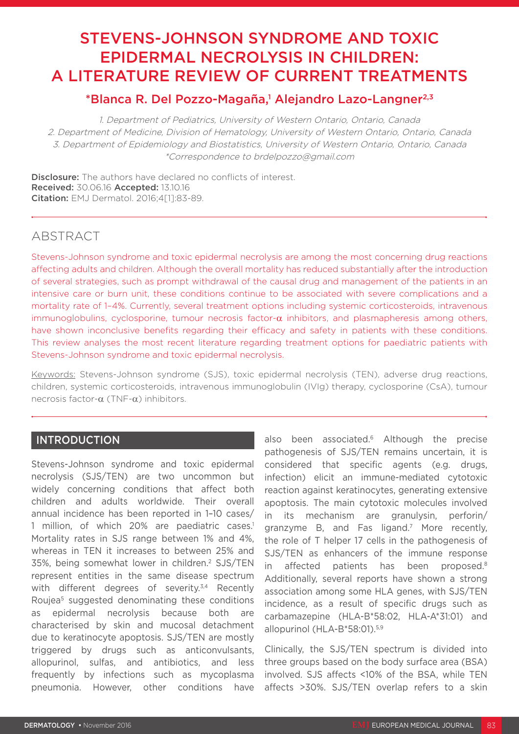# STEVENS-JOHNSON SYNDROME AND TOXIC EPIDERMAL NECROLYSIS IN CHILDREN: A LITERATURE REVIEW OF CURRENT TREATMENTS

### *Blanca R. Del Pozzo-Magaña,[1] Alejandro Lazo-Langner[2,3]

*1. Department of Pediatrics, University of Western Ontario, Ontario, Canada*
*2. Department of Medicine, Division of Hematology, University of Western Ontario, Ontario, Canada*
*3. Department of Epidemiology and Biostatistics, University of Western Ontario, Ontario, Canada*
**Correspondence to brdelpozzo@gmail.com*

**Disclosure:** The authors have declared no conflicts of interest.
**Received:** 30.06.16 **Accepted:** 13.10.16
**Citation:** EMJ Dermatol. 2016;4[1]:83-89.

## ABSTRACT

Stevens-Johnson syndrome and toxic epidermal necrolysis are among the most concerning drug reactions affecting adults and children. Although the overall mortality has reduced substantially after the introduction of several strategies, such as prompt withdrawal of the causal drug and management of the patients in an intensive care or burn unit, these conditions continue to be associated with severe complications and a mortality rate of 1–4%. Currently, several treatment options including systemic corticosteroids, intravenous immunoglobulins, cyclosporine, tumour necrosis factor-α inhibitors, and plasmapheresis among others, have shown inconclusive benefits regarding their efficacy and safety in patients with these conditions. This review analyses the most recent literature regarding treatment options for paediatric patients with Stevens-Johnson syndrome and toxic epidermal necrolysis.

Keywords: Stevens-Johnson syndrome (SJS), toxic epidermal necrolysis (TEN), adverse drug reactions, children, systemic corticosteroids, intravenous immunoglobulin (IVIg) therapy, cyclosporine (CsA), tumour necrosis factor-α (TNF-α) inhibitors.

## INTRODUCTION

Stevens-Johnson syndrome and toxic epidermal necrolysis (SJS/TEN) are two uncommon but widely concerning conditions that affect both children and adults worldwide. Their overall annual incidence has been reported in 1–10 cases/1 million, of which 20% are paediatric cases.[1] Mortality rates in SJS range between 1% and 4%, whereas in TEN it increases to between 25% and 35%, being somewhat lower in children.[2] SJS/TEN represent entities in the same disease spectrum with different degrees of severity.[3,4] Recently Roujea[5] suggested denominating these conditions as epidermal necrolysis because both are characterised by skin and mucosal detachment due to keratinocyte apoptosis. SJS/TEN are mostly triggered by drugs such as anticonvulsants, allopurinol, sulfas, and antibiotics, and less frequently by infections such as mycoplasma pneumonia. However, other conditions have also been associated.[6] Although the precise pathogenesis of SJS/TEN remains uncertain, it is considered that specific agents (e.g. drugs, infection) elicit an immune-mediated cytotoxic reaction against keratinocytes, generating extensive apoptosis. The main cytotoxic molecules involved in its mechanism are granulysin, perforin/granzyme B, and Fas ligand.[7] More recently, the role of T helper 17 cells in the pathogenesis of SJS/TEN as enhancers of the immune response in affected patients has been proposed.[8] Additionally, several reports have shown a strong association among some HLA genes, with SJS/TEN incidence, as a result of specific drugs such as carbamazepine (HLA-B*58:02, HLA-A*31:01) and allopurinol (HLA-B*58:01).[5,9]

Clinically, the SJS/TEN spectrum is divided into three groups based on the body surface area (BSA) involved. SJS affects <10% of the BSA, while TEN affects >30%. SJS/TEN overlap refers to a skin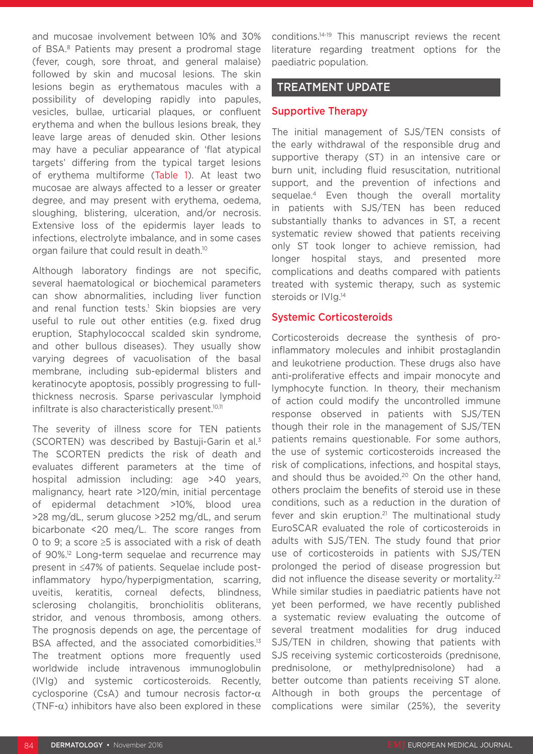and mucosae involvement between 10% and 30% of BSA.[8] Patients may present a prodromal stage (fever, cough, sore throat, and general malaise) followed by skin and mucosal lesions. The skin lesions begin as erythematous macules with a possibility of developing rapidly into papules, vesicles, bullae, urticarial plaques, or confluent erythema and when the bullous lesions break, they leave large areas of denuded skin. Other lesions may have a peculiar appearance of 'flat atypical targets' differing from the typical target lesions of erythema multiforme (Table 1). At least two mucosae are always affected to a lesser or greater degree, and may present with erythema, oedema, sloughing, blistering, ulceration, and/or necrosis. Extensive loss of the epidermis layer leads to infections, electrolyte imbalance, and in some cases organ failure that could result in death.[10]

Although laboratory findings are not specific, several haematological or biochemical parameters can show abnormalities, including liver function and renal function tests.[1] Skin biopsies are very useful to rule out other entities (e.g. fixed drug eruption, Staphylococcal scalded skin syndrome, and other bullous diseases). They usually show varying degrees of vacuolisation of the basal membrane, including sub-epidermal blisters and keratinocyte apoptosis, possibly progressing to full-thickness necrosis. Sparse perivascular lymphoid infiltrate is also characteristically present.[10,11]

The severity of illness score for TEN patients (SCORTEN) was described by Bastuji-Garin et al.[3] The SCORTEN predicts the risk of death and evaluates different parameters at the time of hospital admission including: age >40 years, malignancy, heart rate >120/min, initial percentage of epidermal detachment >10%, blood urea >28 mg/dL, serum glucose >252 mg/dL, and serum bicarbonate <20 meq/L. The score ranges from 0 to 9; a score ≥5 is associated with a risk of death of 90%.[12] Long-term sequelae and recurrence may present in ≤47% of patients. Sequelae include post-inflammatory hypo/hyperpigmentation, scarring, uveitis, keratitis, corneal defects, blindness, sclerosing cholangitis, bronchiolitis obliterans, stridor, and venous thrombosis, among others. The prognosis depends on age, the percentage of BSA affected, and the associated comorbidities.[13] The treatment options more frequently used worldwide include intravenous immunoglobulin (IVIg) and systemic corticosteroids. Recently, cyclosporine (CsA) and tumour necrosis factor-α (TNF-α) inhibitors have also been explored in these conditions.[14-19] This manuscript reviews the recent literature regarding treatment options for the paediatric population.

## TREATMENT UPDATE

### Supportive Therapy

The initial management of SJS/TEN consists of the early withdrawal of the responsible drug and supportive therapy (ST) in an intensive care or burn unit, including fluid resuscitation, nutritional support, and the prevention of infections and sequelae.[4] Even though the overall mortality in patients with SJS/TEN has been reduced substantially thanks to advances in ST, a recent systematic review showed that patients receiving only ST took longer to achieve remission, had longer hospital stays, and presented more complications and deaths compared with patients treated with systemic therapy, such as systemic steroids or IVIg.[14]

### Systemic Corticosteroids

Corticosteroids decrease the synthesis of pro-inflammatory molecules and inhibit prostaglandin and leukotriene production. These drugs also have anti-proliferative effects and impair monocyte and lymphocyte function. In theory, their mechanism of action could modify the uncontrolled immune response observed in patients with SJS/TEN though their role in the management of SJS/TEN patients remains questionable. For some authors, the use of systemic corticosteroids increased the risk of complications, infections, and hospital stays, and should thus be avoided.[20] On the other hand, others proclaim the benefits of steroid use in these conditions, such as a reduction in the duration of fever and skin eruption.[21] The multinational study EuroSCAR evaluated the role of corticosteroids in adults with SJS/TEN. The study found that prior use of corticosteroids in patients with SJS/TEN prolonged the period of disease progression but did not influence the disease severity or mortality.[22] While similar studies in paediatric patients have not yet been performed, we have recently published a systematic review evaluating the outcome of several treatment modalities for drug induced SJS/TEN in children, showing that patients with SJS receiving systemic corticosteroids (prednisone, prednisolone, or methylprednisolone) had a better outcome than patients receiving ST alone. Although in both groups the percentage of complications were similar (25%), the severity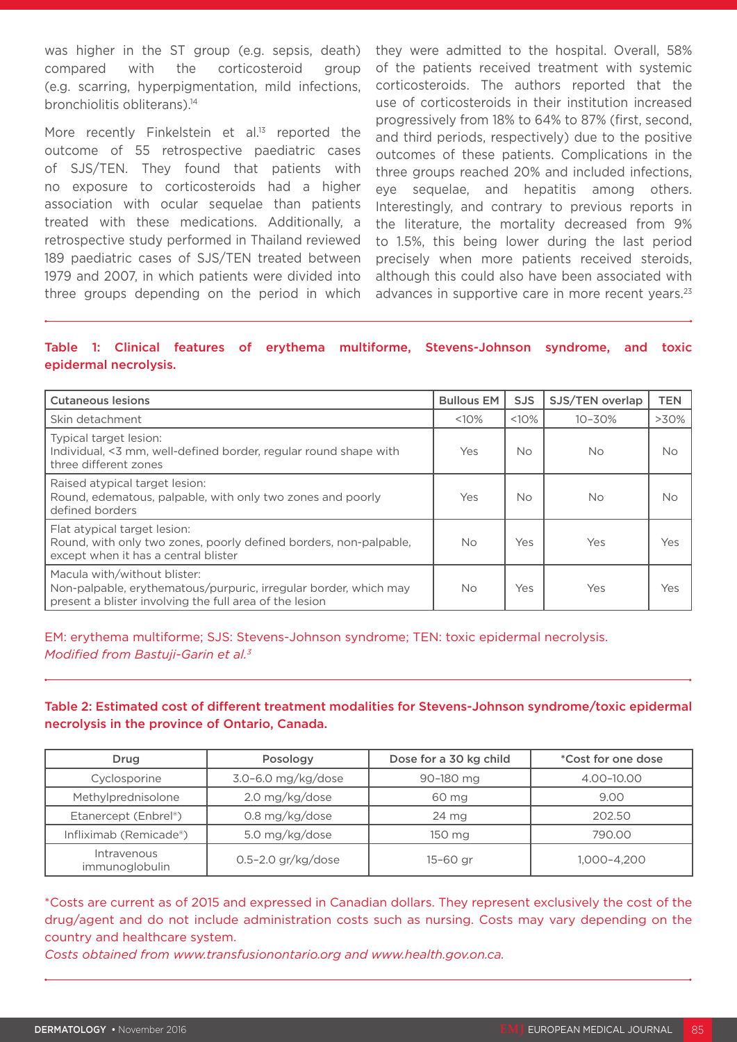was higher in the ST group (e.g. sepsis, death) compared with the corticosteroid group (e.g. scarring, hyperpigmentation, mild infections, bronchiolitis obliterans).[14]

More recently Finkelstein et al.[13] reported the outcome of 55 retrospective paediatric cases of SJS/TEN. They found that patients with no exposure to corticosteroids had a higher association with ocular sequelae than patients treated with these medications. Additionally, a retrospective study performed in Thailand reviewed 189 paediatric cases of SJS/TEN treated between 1979 and 2007, in which patients were divided into three groups depending on the period in which they were admitted to the hospital. Overall, 58% of the patients received treatment with systemic corticosteroids. The authors reported that the use of corticosteroids in their institution increased progressively from 18% to 64% to 87% (first, second, and third periods, respectively) due to the positive outcomes of these patients. Complications in the three groups reached 20% and included infections, eye sequelae, and hepatitis among others. Interestingly, and contrary to previous reports in the literature, the mortality decreased from 9% to 1.5%, this being lower during the last period precisely when more patients received steroids, although this could also have been associated with advances in supportive care in more recent years.[23]

**Table 1: Clinical features of erythema multiforme, Stevens-Johnson syndrome, and toxic epidermal necrolysis.**

| Cutaneous lesions | Bullous EM | SJS | SJS/TEN overlap | TEN |
|---|---|---|---|---|
| Skin detachment | <10% | <10% | 10–30% | >30% |
| Typical target lesion: Individual, <3 mm, well-defined border, regular round shape with three different zones | Yes | No | No | No |
| Raised atypical target lesion: Round, edematous, palpable, with only two zones and poorly defined borders | Yes | No | No | No |
| Flat atypical target lesion: Round, with only two zones, poorly defined borders, non-palpable, except when it has a central blister | No | Yes | Yes | Yes |
| Macula with/without blister: Non-palpable, erythematous/purpuric, irregular border, which may present a blister involving the full area of the lesion | No | Yes | Yes | Yes |

EM: erythema multiforme; SJS: Stevens-Johnson syndrome; TEN: toxic epidermal necrolysis.
*Modified from Bastuji-Garin et al.[3]*

**Table 2: Estimated cost of different treatment modalities for Stevens-Johnson syndrome/toxic epidermal necrolysis in the province of Ontario, Canada.**

| Drug | Posology | Dose for a 30 kg child | *Cost for one dose |
|---|---|---|---|
| Cyclosporine | 3.0–6.0 mg/kg/dose | 90–180 mg | 4.00–10.00 |
| Methylprednisolone | 2.0 mg/kg/dose | 60 mg | 9.00 |
| Etanercept (Enbrel®) | 0.8 mg/kg/dose | 24 mg | 202.50 |
| Infliximab (Remicade®) | 5.0 mg/kg/dose | 150 mg | 790.00 |
| Intravenous immunoglobulin | 0.5–2.0 gr/kg/dose | 15–60 gr | 1,000–4,200 |

*Costs are current as of 2015 and expressed in Canadian dollars. They represent exclusively the cost of the drug/agent and do not include administration costs such as nursing. Costs may vary depending on the country and healthcare system.
*Costs obtained from www.transfusionontario.org and www.health.gov.on.ca.*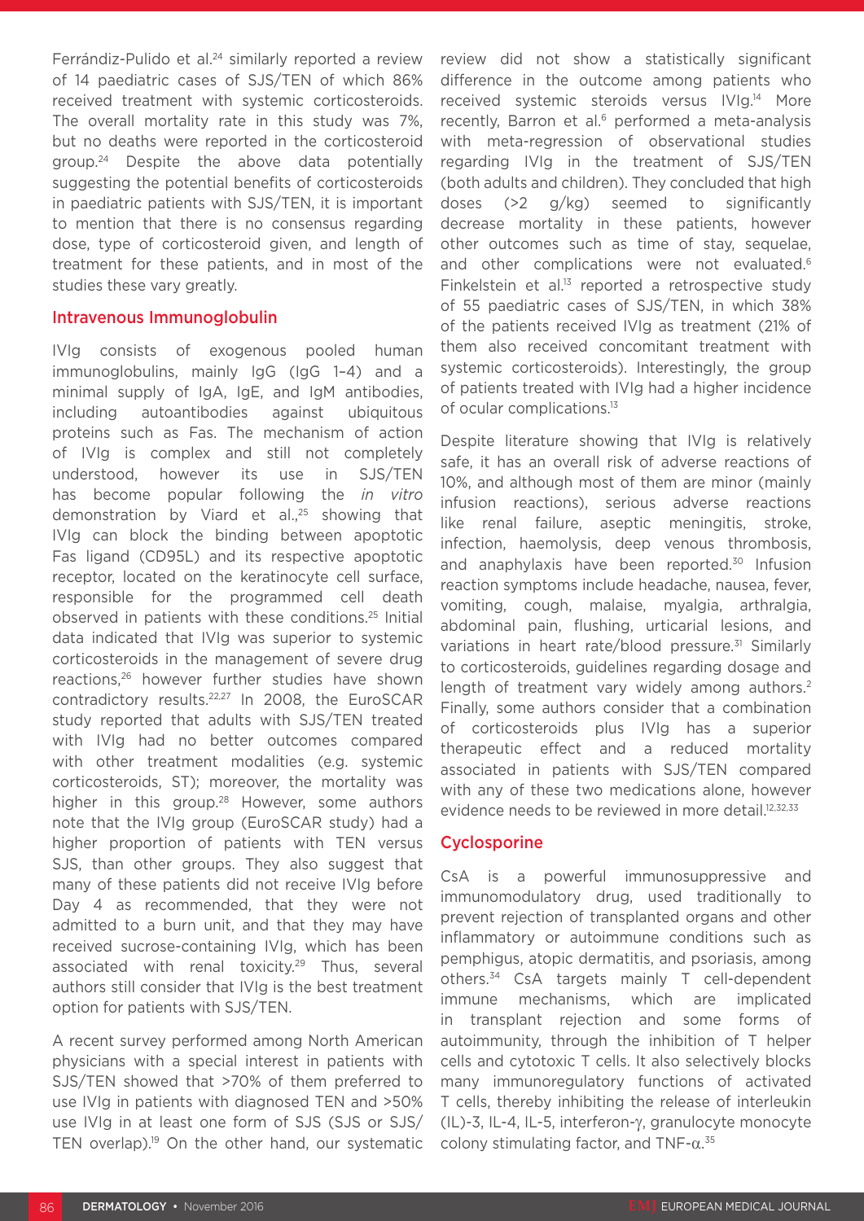Ferrándiz-Pulido et al.[24] similarly reported a review of 14 paediatric cases of SJS/TEN of which 86% received treatment with systemic corticosteroids. The overall mortality rate in this study was 7%, but no deaths were reported in the corticosteroid group.[24] Despite the above data potentially suggesting the potential benefits of corticosteroids in paediatric patients with SJS/TEN, it is important to mention that there is no consensus regarding dose, type of corticosteroid given, and length of treatment for these patients, and in most of the studies these vary greatly.

## Intravenous Immunoglobulin

IVIg consists of exogenous pooled human immunoglobulins, mainly IgG (IgG 1–4) and a minimal supply of IgA, IgE, and IgM antibodies, including autoantibodies against ubiquitous proteins such as Fas. The mechanism of action of IVIg is complex and still not completely understood, however its use in SJS/TEN has become popular following the *in vitro* demonstration by Viard et al.,[25] showing that IVIg can block the binding between apoptotic Fas ligand (CD95L) and its respective apoptotic receptor, located on the keratinocyte cell surface, responsible for the programmed cell death observed in patients with these conditions.[25] Initial data indicated that IVIg was superior to systemic corticosteroids in the management of severe drug reactions,[26] however further studies have shown contradictory results.[22,27] In 2008, the EuroSCAR study reported that adults with SJS/TEN treated with IVIg had no better outcomes compared with other treatment modalities (e.g. systemic corticosteroids, ST); moreover, the mortality was higher in this group.[28] However, some authors note that the IVIg group (EuroSCAR study) had a higher proportion of patients with TEN versus SJS, than other groups. They also suggest that many of these patients did not receive IVIg before Day 4 as recommended, that they were not admitted to a burn unit, and that they may have received sucrose-containing IVIg, which has been associated with renal toxicity.[29] Thus, several authors still consider that IVIg is the best treatment option for patients with SJS/TEN.

A recent survey performed among North American physicians with a special interest in patients with SJS/TEN showed that >70% of them preferred to use IVIg in patients with diagnosed TEN and >50% use IVIg in at least one form of SJS (SJS or SJS/TEN overlap).[19] On the other hand, our systematic review did not show a statistically significant difference in the outcome among patients who received systemic steroids versus IVIg.[14] More recently, Barron et al.[6] performed a meta-analysis with meta-regression of observational studies regarding IVIg in the treatment of SJS/TEN (both adults and children). They concluded that high doses (>2 g/kg) seemed to significantly decrease mortality in these patients, however other outcomes such as time of stay, sequelae, and other complications were not evaluated.[6] Finkelstein et al.[13] reported a retrospective study of 55 paediatric cases of SJS/TEN, in which 38% of the patients received IVIg as treatment (21% of them also received concomitant treatment with systemic corticosteroids). Interestingly, the group of patients treated with IVIg had a higher incidence of ocular complications.[13]

Despite literature showing that IVIg is relatively safe, it has an overall risk of adverse reactions of 10%, and although most of them are minor (mainly infusion reactions), serious adverse reactions like renal failure, aseptic meningitis, stroke, infection, haemolysis, deep venous thrombosis, and anaphylaxis have been reported.[30] Infusion reaction symptoms include headache, nausea, fever, vomiting, cough, malaise, myalgia, arthralgia, abdominal pain, flushing, urticarial lesions, and variations in heart rate/blood pressure.[31] Similarly to corticosteroids, guidelines regarding dosage and length of treatment vary widely among authors.[2] Finally, some authors consider that a combination of corticosteroids plus IVIg has a superior therapeutic effect and a reduced mortality associated in patients with SJS/TEN compared with any of these two medications alone, however evidence needs to be reviewed in more detail.[12,32,33]

## Cyclosporine

CsA is a powerful immunosuppressive and immunomodulatory drug, used traditionally to prevent rejection of transplanted organs and other inflammatory or autoimmune conditions such as pemphigus, atopic dermatitis, and psoriasis, among others.[34] CsA targets mainly T cell-dependent immune mechanisms, which are implicated in transplant rejection and some forms of autoimmunity, through the inhibition of T helper cells and cytotoxic T cells. It also selectively blocks many immunoregulatory functions of activated T cells, thereby inhibiting the release of interleukin (IL)-3, IL-4, IL-5, interferon-γ, granulocyte monocyte colony stimulating factor, and TNF-α.[35]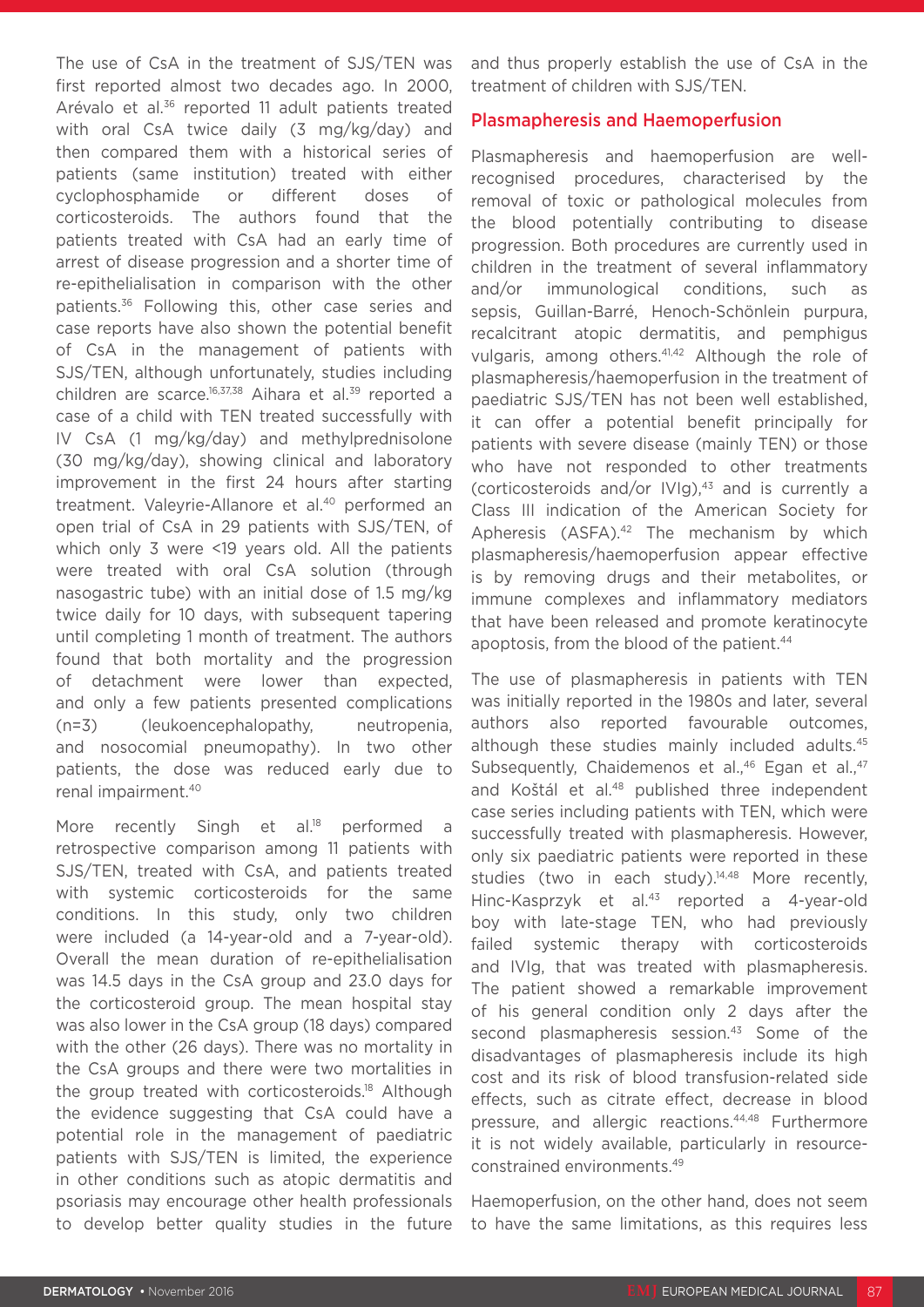The use of CsA in the treatment of SJS/TEN was first reported almost two decades ago. In 2000, Arévalo et al.[36] reported 11 adult patients treated with oral CsA twice daily (3 mg/kg/day) and then compared them with a historical series of patients (same institution) treated with either cyclophosphamide or different doses of corticosteroids. The authors found that the patients treated with CsA had an early time of arrest of disease progression and a shorter time of re-epithelialisation in comparison with the other patients.[36] Following this, other case series and case reports have also shown the potential benefit of CsA in the management of patients with SJS/TEN, although unfortunately, studies including children are scarce.[16,37,38] Aihara et al.[39] reported a case of a child with TEN treated successfully with IV CsA (1 mg/kg/day) and methylprednisolone (30 mg/kg/day), showing clinical and laboratory improvement in the first 24 hours after starting treatment. Valeyrie-Allanore et al.[40] performed an open trial of CsA in 29 patients with SJS/TEN, of which only 3 were <19 years old. All the patients were treated with oral CsA solution (through nasogastric tube) with an initial dose of 1.5 mg/kg twice daily for 10 days, with subsequent tapering until completing 1 month of treatment. The authors found that both mortality and the progression of detachment were lower than expected, and only a few patients presented complications (n=3) (leukoencephalopathy, neutropenia, and nosocomial pneumopathy). In two other patients, the dose was reduced early due to renal impairment.[40]

More recently Singh et al.[18] performed a retrospective comparison among 11 patients with SJS/TEN, treated with CsA, and patients treated with systemic corticosteroids for the same conditions. In this study, only two children were included (a 14-year-old and a 7-year-old). Overall the mean duration of re-epithelialisation was 14.5 days in the CsA group and 23.0 days for the corticosteroid group. The mean hospital stay was also lower in the CsA group (18 days) compared with the other (26 days). There was no mortality in the CsA groups and there were two mortalities in the group treated with corticosteroids.[18] Although the evidence suggesting that CsA could have a potential role in the management of paediatric patients with SJS/TEN is limited, the experience in other conditions such as atopic dermatitis and psoriasis may encourage other health professionals to develop better quality studies in the future and thus properly establish the use of CsA in the treatment of children with SJS/TEN.

## Plasmapheresis and Haemoperfusion

Plasmapheresis and haemoperfusion are well-recognised procedures, characterised by the removal of toxic or pathological molecules from the blood potentially contributing to disease progression. Both procedures are currently used in children in the treatment of several inflammatory and/or immunological conditions, such as sepsis, Guillan-Barré, Henoch-Schönlein purpura, recalcitrant atopic dermatitis, and pemphigus vulgaris, among others.[41,42] Although the role of plasmapheresis/haemoperfusion in the treatment of paediatric SJS/TEN has not been well established, it can offer a potential benefit principally for patients with severe disease (mainly TEN) or those who have not responded to other treatments (corticosteroids and/or IVIg),[43] and is currently a Class III indication of the American Society for Apheresis (ASFA).[42] The mechanism by which plasmapheresis/haemoperfusion appear effective is by removing drugs and their metabolites, or immune complexes and inflammatory mediators that have been released and promote keratinocyte apoptosis, from the blood of the patient.[44]

The use of plasmapheresis in patients with TEN was initially reported in the 1980s and later, several authors also reported favourable outcomes, although these studies mainly included adults.[45] Subsequently, Chaidemenos et al.,[46] Egan et al.,[47] and Koštál et al.[48] published three independent case series including patients with TEN, which were successfully treated with plasmapheresis. However, only six paediatric patients were reported in these studies (two in each study).[14,48] More recently, Hinc-Kasprzyk et al.[43] reported a 4-year-old boy with late-stage TEN, who had previously failed systemic therapy with corticosteroids and IVIg, that was treated with plasmapheresis. The patient showed a remarkable improvement of his general condition only 2 days after the second plasmapheresis session.[43] Some of the disadvantages of plasmapheresis include its high cost and its risk of blood transfusion-related side effects, such as citrate effect, decrease in blood pressure, and allergic reactions.[44,48] Furthermore it is not widely available, particularly in resource-constrained environments.[49]

Haemoperfusion, on the other hand, does not seem to have the same limitations, as this requires less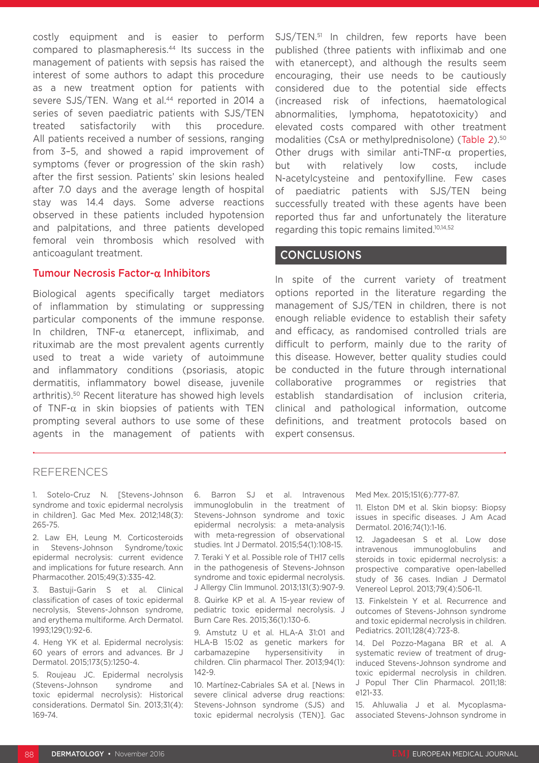costly equipment and is easier to perform compared to plasmapheresis.[44] Its success in the management of patients with sepsis has raised the interest of some authors to adapt this procedure as a new treatment option for patients with severe SJS/TEN. Wang et al.[44] reported in 2014 a series of seven paediatric patients with SJS/TEN treated satisfactorily with this procedure. All patients received a number of sessions, ranging from 3–5, and showed a rapid improvement of symptoms (fever or progression of the skin rash) after the first session. Patients' skin lesions healed after 7.0 days and the average length of hospital stay was 14.4 days. Some adverse reactions observed in these patients included hypotension and palpitations, and three patients developed femoral vein thrombosis which resolved with anticoagulant treatment.

### Tumour Necrosis Factor-α Inhibitors

Biological agents specifically target mediators of inflammation by stimulating or suppressing particular components of the immune response. In children, TNF-α etanercept, infliximab, and rituximab are the most prevalent agents currently used to treat a wide variety of autoimmune and inflammatory conditions (psoriasis, atopic dermatitis, inflammatory bowel disease, juvenile arthritis).[50] Recent literature has showed high levels of TNF-α in skin biopsies of patients with TEN prompting several authors to use some of these agents in the management of patients with SJS/TEN.[51] In children, few reports have been published (three patients with infliximab and one with etanercept), and although the results seem encouraging, their use needs to be cautiously considered due to the potential side effects (increased risk of infections, haematological abnormalities, lymphoma, hepatotoxicity) and elevated costs compared with other treatment modalities (CsA or methylprednisolone) (Table 2).[50] Other drugs with similar anti-TNF-α properties, but with relatively low costs, include N-acetylcysteine and pentoxifylline. Few cases of paediatric patients with SJS/TEN being successfully treated with these agents have been reported thus far and unfortunately the literature regarding this topic remains limited.[10,14,52]

## CONCLUSIONS

In spite of the current variety of treatment options reported in the literature regarding the management of SJS/TEN in children, there is not enough reliable evidence to establish their safety and efficacy, as randomised controlled trials are difficult to perform, mainly due to the rarity of this disease. However, better quality studies could be conducted in the future through international collaborative programmes or registries that establish standardisation of inclusion criteria, clinical and pathological information, outcome definitions, and treatment protocols based on expert consensus.

## REFERENCES

1. Sotelo-Cruz N. [Stevens-Johnson syndrome and toxic epidermal necrolysis in children]. Gac Med Mex. 2012;148(3):265-75.

2. Law EH, Leung M. Corticosteroids in Stevens-Johnson Syndrome/toxic epidermal necrolysis: current evidence and implications for future research. Ann Pharmacother. 2015;49(3):335-42.

3. Bastuji-Garin S et al. Clinical classification of cases of toxic epidermal necrolysis, Stevens-Johnson syndrome, and erythema multiforme. Arch Dermatol. 1993;129(1):92-6.

4. Heng YK et al. Epidermal necrolysis: 60 years of errors and advances. Br J Dermatol. 2015;173(5):1250-4.

5. Roujeau JC. Epidermal necrolysis (Stevens-Johnson syndrome and toxic epidermal necrolysis): Historical considerations. Dermatol Sin. 2013;31(4):169-74.

6. Barron SJ et al. Intravenous immunoglobulin in the treatment of Stevens-Johnson syndrome and toxic epidermal necrolysis: a meta-analysis with meta-regression of observational studies. Int J Dermatol. 2015;54(1):108-15.

7. Teraki Y et al. Possible role of TH17 cells in the pathogenesis of Stevens-Johnson syndrome and toxic epidermal necrolysis. J Allergy Clin Immunol. 2013;131(3):907-9.

8. Quirke KP et al. A 15-year review of pediatric toxic epidermal necrolysis. J Burn Care Res. 2015;36(1):130-6.

9. Amstutz U et al. HLA-A 31:01 and HLA-B 15:02 as genetic markers for carbamazepine hypersensitivity in children. Clin pharmacol Ther. 2013;94(1):142-9.

10. Martínez-Cabriales SA et al. [News in severe clinical adverse drug reactions: Stevens-Johnson syndrome (SJS) and toxic epidermal necrolysis (TEN)]. Gac Med Mex. 2015;151(6):777-87.

11. Elston DM et al. Skin biopsy: Biopsy issues in specific diseases. J Am Acad Dermatol. 2016;74(1):1-16.

12. Jagadeesan S et al. Low dose intravenous immunoglobulins and steroids in toxic epidermal necrolysis: a prospective comparative open-labelled study of 36 cases. Indian J Dermatol Venereol Leprol. 2013;79(4):506-11.

13. Finkelstein Y et al. Recurrence and outcomes of Stevens-Johnson syndrome and toxic epidermal necrolysis in children. Pediatrics. 2011;128(4):723-8.

14. Del Pozzo-Magana BR et al. A systematic review of treatment of drug-induced Stevens-Johnson syndrome and toxic epidermal necrolysis in children. J Popul Ther Clin Pharmacol. 2011;18:e121-33.

15. Ahluwalia J et al. Mycoplasma-associated Stevens-Johnson syndrome in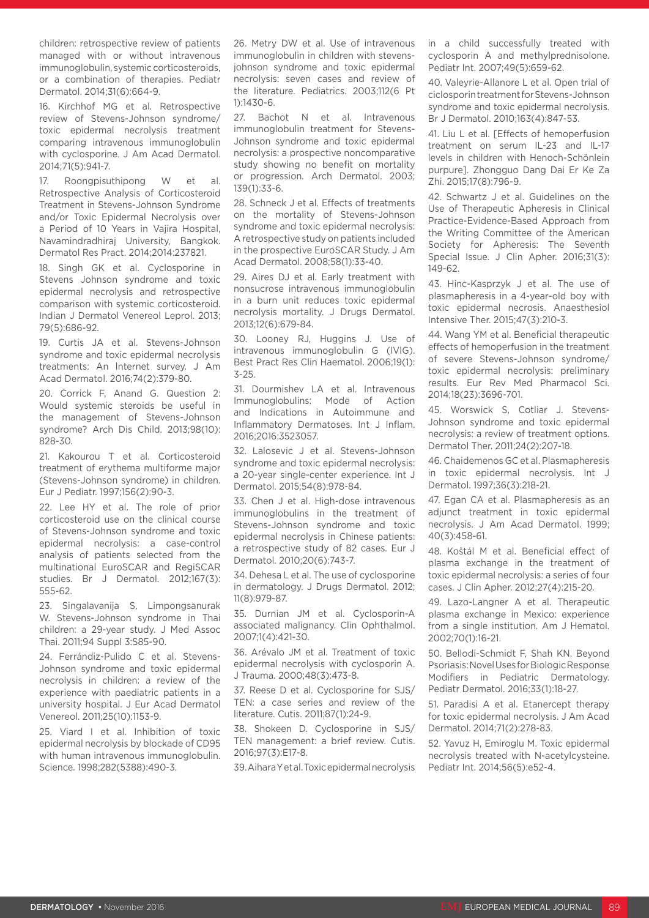children: retrospective review of patients managed with or without intravenous immunoglobulin, systemic corticosteroids, or a combination of therapies. Pediatr Dermatol. 2014;31(6):664-9.

16. Kirchhof MG et al. Retrospective review of Stevens-Johnson syndrome/toxic epidermal necrolysis treatment comparing intravenous immunoglobulin with cyclosporine. J Am Acad Dermatol. 2014;71(5):941-7.

17. Roongpisuthipong W et al. Retrospective Analysis of Corticosteroid Treatment in Stevens-Johnson Syndrome and/or Toxic Epidermal Necrolysis over a Period of 10 Years in Vajira Hospital, Navamindradhiraj University, Bangkok. Dermatol Res Pract. 2014;2014:237821.

18. Singh GK et al. Cyclosporine in Stevens Johnson syndrome and toxic epidermal necrolysis and retrospective comparison with systemic corticosteroid. Indian J Dermatol Venereol Leprol. 2013; 79(5):686-92.

19. Curtis JA et al. Stevens-Johnson syndrome and toxic epidermal necrolysis treatments: An Internet survey. J Am Acad Dermatol. 2016;74(2):379-80.

20. Corrick F, Anand G. Question 2: Would systemic steroids be useful in the management of Stevens-Johnson syndrome? Arch Dis Child. 2013;98(10): 828-30.

21. Kakourou T et al. Corticosteroid treatment of erythema multiforme major (Stevens-Johnson syndrome) in children. Eur J Pediatr. 1997;156(2):90-3.

22. Lee HY et al. The role of prior corticosteroid use on the clinical course of Stevens-Johnson syndrome and toxic epidermal necrolysis: a case-control analysis of patients selected from the multinational EuroSCAR and RegiSCAR studies. Br J Dermatol. 2012;167(3): 555-62.

23. Singalavanija S, Limpongsanurak W. Stevens-Johnson syndrome in Thai children: a 29-year study. J Med Assoc Thai. 2011;94 Suppl 3:S85-90.

24. Ferrándiz-Pulido C et al. Stevens-Johnson syndrome and toxic epidermal necrolysis in children: a review of the experience with paediatric patients in a university hospital. J Eur Acad Dermatol Venereol. 2011;25(10):1153-9.

25. Viard I et al. Inhibition of toxic epidermal necrolysis by blockade of CD95 with human intravenous immunoglobulin. Science. 1998;282(5388):490-3.

26. Metry DW et al. Use of intravenous immunoglobulin in children with stevens-johnson syndrome and toxic epidermal necrolysis: seven cases and review of the literature. Pediatrics. 2003;112(6 Pt 1):1430-6.

27. Bachot N et al. Intravenous immunoglobulin treatment for Stevens-Johnson syndrome and toxic epidermal necrolysis: a prospective noncomparative study showing no benefit on mortality or progression. Arch Dermatol. 2003; 139(1):33-6.

28. Schneck J et al. Effects of treatments on the mortality of Stevens-Johnson syndrome and toxic epidermal necrolysis: A retrospective study on patients included in the prospective EuroSCAR Study. J Am Acad Dermatol. 2008;58(1):33-40.

29. Aires DJ et al. Early treatment with nonsucrose intravenous immunoglobulin in a burn unit reduces toxic epidermal necrolysis mortality. J Drugs Dermatol. 2013;12(6):679-84.

30. Looney RJ, Huggins J. Use of intravenous immunoglobulin G (IVIG). Best Pract Res Clin Haematol. 2006;19(1): 3-25.

31. Dourmishev LA et al. Intravenous Immunoglobulins: Mode of Action and Indications in Autoimmune and Inflammatory Dermatoses. Int J Inflam. 2016;2016:3523057.

32. Lalosevic J et al. Stevens-Johnson syndrome and toxic epidermal necrolysis: a 20-year single-center experience. Int J Dermatol. 2015;54(8):978-84.

33. Chen J et al. High-dose intravenous immunoglobulins in the treatment of Stevens-Johnson syndrome and toxic epidermal necrolysis in Chinese patients: a retrospective study of 82 cases. Eur J Dermatol. 2010;20(6):743-7.

34. Dehesa L et al. The use of cyclosporine in dermatology. J Drugs Dermatol. 2012; 11(8):979-87.

35. Durnian JM et al. Cyclosporin-A associated malignancy. Clin Ophthalmol. 2007;1(4):421-30.

36. Arévalo JM et al. Treatment of toxic epidermal necrolysis with cyclosporin A. J Trauma. 2000;48(3):473-8.

37. Reese D et al. Cyclosporine for SJS/TEN: a case series and review of the literature. Cutis. 2011;87(1):24-9.

38. Shokeen D. Cyclosporine in SJS/TEN management: a brief review. Cutis. 2016;97(3):E17-8.

39. Aihara Y et al. Toxic epidermal necrolysis in a child successfully treated with cyclosporin A and methylprednisolone. Pediatr Int. 2007;49(5):659-62.

40. Valeyrie-Allanore L et al. Open trial of ciclosporin treatment for Stevens-Johnson syndrome and toxic epidermal necrolysis. Br J Dermatol. 2010;163(4):847-53.

41. Liu L et al. [Effects of hemoperfusion treatment on serum IL-23 and IL-17 levels in children with Henoch-Schönlein purpure]. Zhongguo Dang Dai Er Ke Za Zhi. 2015;17(8):796-9.

42. Schwartz J et al. Guidelines on the Use of Therapeutic Apheresis in Clinical Practice-Evidence-Based Approach from the Writing Committee of the American Society for Apheresis: The Seventh Special Issue. J Clin Apher. 2016;31(3): 149-62.

43. Hinc-Kasprzyk J et al. The use of plasmapheresis in a 4-year-old boy with toxic epidermal necrosis. Anaesthesiol Intensive Ther. 2015;47(3):210-3.

44. Wang YM et al. Beneficial therapeutic effects of hemoperfusion in the treatment of severe Stevens-Johnson syndrome/toxic epidermal necrolysis: preliminary results. Eur Rev Med Pharmacol Sci. 2014;18(23):3696-701.

45. Worswick S, Cotliar J. Stevens-Johnson syndrome and toxic epidermal necrolysis: a review of treatment options. Dermatol Ther. 2011;24(2):207-18.

46. Chaidemenos GC et al. Plasmapheresis in toxic epidermal necrolysis. Int J Dermatol. 1997;36(3):218-21.

47. Egan CA et al. Plasmapheresis as an adjunct treatment in toxic epidermal necrolysis. J Am Acad Dermatol. 1999; 40(3):458-61.

48. Koštál M et al. Beneficial effect of plasma exchange in the treatment of toxic epidermal necrolysis: a series of four cases. J Clin Apher. 2012;27(4):215-20.

49. Lazo-Langner A et al. Therapeutic plasma exchange in Mexico: experience from a single institution. Am J Hematol. 2002;70(1):16-21.

50. Bellodi-Schmidt F, Shah KN. Beyond Psoriasis: Novel Uses for Biologic Response Modifiers in Pediatric Dermatology. Pediatr Dermatol. 2016;33(1):18-27.

51. Paradisi A et al. Etanercept therapy for toxic epidermal necrolysis. J Am Acad Dermatol. 2014;71(2):278-83.

52. Yavuz H, Emiroglu M. Toxic epidermal necrolysis treated with N-acetylcysteine. Pediatr Int. 2014;56(5):e52-4.